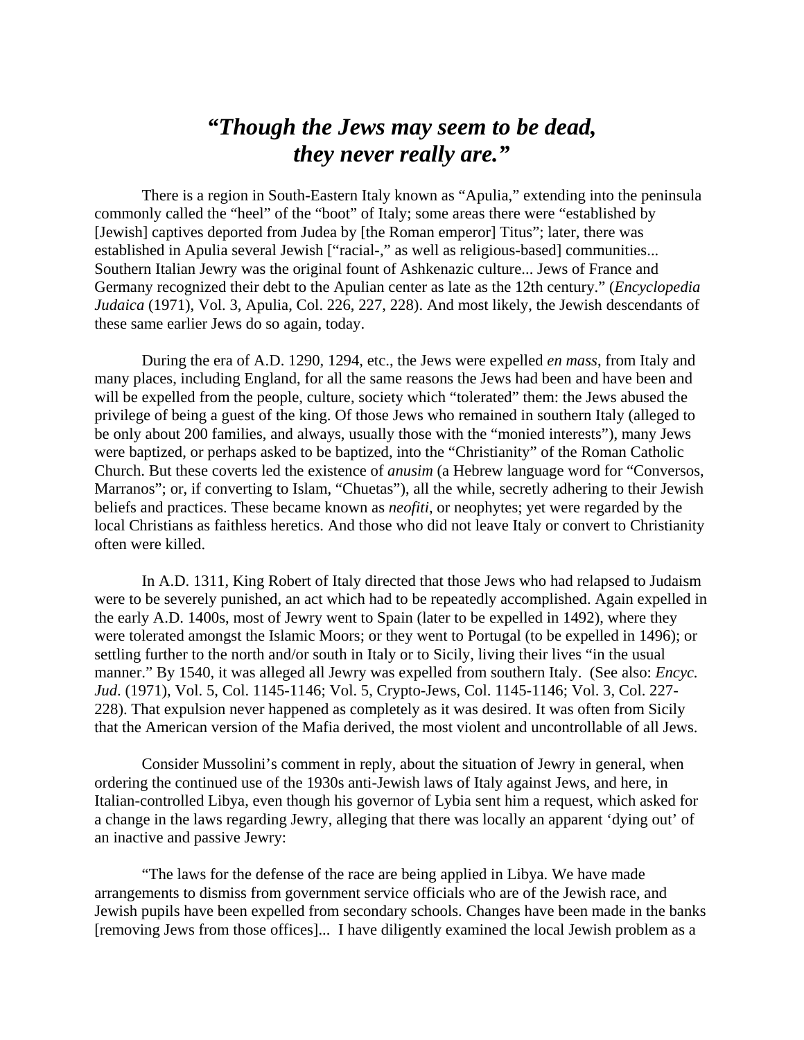# *"Though the Jews may seem to be dead, they never really are."*

There is a region in South-Eastern Italy known as "Apulia," extending into the peninsula commonly called the "heel" of the "boot" of Italy; some areas there were "established by [Jewish] captives deported from Judea by [the Roman emperor] Titus"; later, there was established in Apulia several Jewish ["racial-," as well as religious-based] communities... Southern Italian Jewry was the original fount of Ashkenazic culture... Jews of France and Germany recognized their debt to the Apulian center as late as the 12th century." (*Encyclopedia Judaica* (1971), Vol. 3, Apulia, Col. 226, 227, 228). And most likely, the Jewish descendants of these same earlier Jews do so again, today.

During the era of A.D. 1290, 1294, etc., the Jews were expelled *en mass*, from Italy and many places, including England, for all the same reasons the Jews had been and have been and will be expelled from the people, culture, society which "tolerated" them: the Jews abused the privilege of being a guest of the king. Of those Jews who remained in southern Italy (alleged to be only about 200 families, and always, usually those with the "monied interests"), many Jews were baptized, or perhaps asked to be baptized, into the "Christianity" of the Roman Catholic Church. But these coverts led the existence of *anusim* (a Hebrew language word for "Conversos, Marranos"; or, if converting to Islam, "Chuetas"), all the while, secretly adhering to their Jewish beliefs and practices. These became known as *neofiti*, or neophytes; yet were regarded by the local Christians as faithless heretics. And those who did not leave Italy or convert to Christianity often were killed.

In A.D. 1311, King Robert of Italy directed that those Jews who had relapsed to Judaism were to be severely punished, an act which had to be repeatedly accomplished. Again expelled in the early A.D. 1400s, most of Jewry went to Spain (later to be expelled in 1492), where they were tolerated amongst the Islamic Moors; or they went to Portugal (to be expelled in 1496); or settling further to the north and/or south in Italy or to Sicily, living their lives "in the usual manner." By 1540, it was alleged all Jewry was expelled from southern Italy. (See also: *Encyc. Jud*. (1971), Vol. 5, Col. 1145-1146; Vol. 5, Crypto-Jews, Col. 1145-1146; Vol. 3, Col. 227-228). That expulsion never happened as completely as it was desired. It was often from Sicily that the American version of the Mafia derived, the most violent and uncontrollable of all Jews.

Consider Mussolini's comment in reply, about the situation of Jewry in general, when ordering the continued use of the 1930s anti-Jewish laws of Italy against Jews, and here, in Italian-controlled Libya, even though his governor of Lybia sent him a request, which asked for a change in the laws regarding Jewry, alleging that there was locally an apparent 'dying out' of an inactive and passive Jewry:

"The laws for the defense of the race are being applied in Libya. We have made arrangements to dismiss from government service officials who are of the Jewish race, and Jewish pupils have been expelled from secondary schools. Changes have been made in the banks [removing Jews from those offices]... I have diligently examined the local Jewish problem as a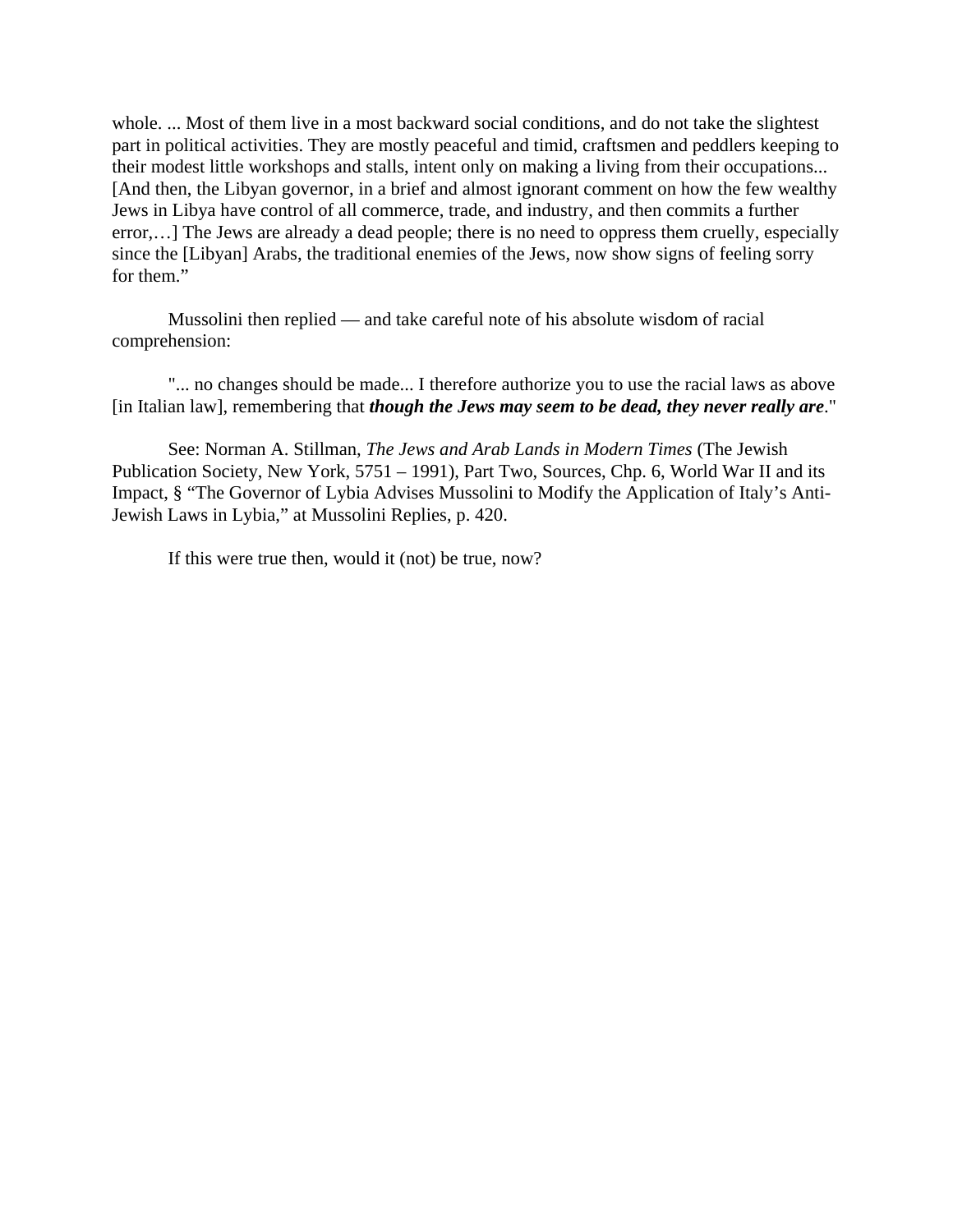whole. ... Most of them live in a most backward social conditions, and do not take the slightest part in political activities. They are mostly peaceful and timid, craftsmen and peddlers keeping to their modest little workshops and stalls, intent only on making a living from their occupations... [And then, the Libyan governor, in a brief and almost ignorant comment on how the few wealthy Jews in Libya have control of all commerce, trade, and industry, and then commits a further error,…] The Jews are already a dead people; there is no need to oppress them cruelly, especially since the [Libyan] Arabs, the traditional enemies of the Jews, now show signs of feeling sorry for them."

Mussolini then replied — and take careful note of his absolute wisdom of racial comprehension:

"... no changes should be made... I therefore authorize you to use the racial laws as above [in Italian law], remembering that ***though the Jews may seem to be dead, they never really are***."

See: Norman A. Stillman, *The Jews and Arab Lands in Modern Times* (The Jewish Publication Society, New York, 5751 – 1991), Part Two, Sources, Chp. 6, World War II and its Impact, § "The Governor of Lybia Advises Mussolini to Modify the Application of Italy's Anti-Jewish Laws in Lybia," at Mussolini Replies, p. 420.

If this were true then, would it (not) be true, now?